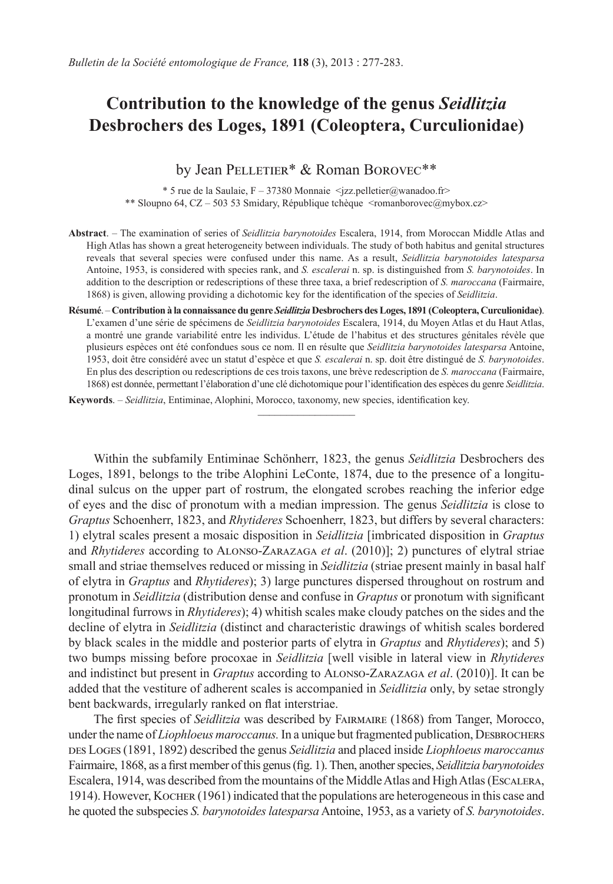# Contribution to the knowledge of the genus *Seidlitzia* Desbrochers des Loges, 1891 (Coleoptera, Curculionidae)

by Jean Pelletier* & Roman Borovec**

\* 5 rue de la Saulaie, F – 37380 Monnaie <jzz.pelletier@wanadoo.fr>
\** Sloupno 64, CZ – 503 53 Smidary, République tchèque <romanborovec@mybox.cz>

**Abstract**. – The examination of series of *Seidlitzia barynotoides* Escalera, 1914, from Moroccan Middle Atlas and High Atlas has shown a great heterogeneity between individuals. The study of both habitus and genital structures reveals that several species were confused under this name. As a result, *Seidlitzia barynotoides latesparsa* Antoine, 1953, is considered with species rank, and *S. escalerai* n. sp. is distinguished from *S. barynotoides*. In addition to the description or redescriptions of these three taxa, a brief redescription of *S. maroccana* (Fairmaire, 1868) is given, allowing providing a dichotomic key for the identification of the species of *Seidlitzia*.

**Résumé**. – **Contribution à la connaissance du genre *Seidlitzia* Desbrochers des Loges, 1891 (Coleoptera, Curculionidae)**. L'examen d'une série de spécimens de *Seidlitzia barynotoides* Escalera, 1914, du Moyen Atlas et du Haut Atlas, a montré une grande variabilité entre les individus. L'étude de l'habitus et des structures génitales révèle que plusieurs espèces ont été confondues sous ce nom. Il en résulte que *Seidlitzia barynotoides latesparsa* Antoine, 1953, doit être considéré avec un statut d'espèce et que *S. escalerai* n. sp. doit être distingué de *S. barynotoides*. En plus des description ou redescriptions de ces trois taxons, une brève redescription de *S. maroccana* (Fairmaire, 1868) est donnée, permettant l'élaboration d'une clé dichotomique pour l'identification des espèces du genre *Seidlitzia*.

**Keywords**. – *Seidlitzia*, Entiminae, Alophini, Morocco, taxonomy, new species, identification key.

---

Within the subfamily Entiminae Schönherr, 1823, the genus *Seidlitzia* Desbrochers des Loges, 1891, belongs to the tribe Alophini LeConte, 1874, due to the presence of a longitudinal sulcus on the upper part of rostrum, the elongated scrobes reaching the inferior edge of eyes and the disc of pronotum with a median impression. The genus *Seidlitzia* is close to *Graptus* Schoenherr, 1823, and *Rhytideres* Schoenherr, 1823, but differs by several characters: 1) elytral scales present a mosaic disposition in *Seidlitzia* [imbricated disposition in *Graptus* and *Rhytideres* according to Alonso-Zarazaga *et al*. (2010)]; 2) punctures of elytral striae small and striae themselves reduced or missing in *Seidlitzia* (striae present mainly in basal half of elytra in *Graptus* and *Rhytideres*); 3) large punctures dispersed throughout on rostrum and pronotum in *Seidlitzia* (distribution dense and confuse in *Graptus* or pronotum with significant longitudinal furrows in *Rhytideres*); 4) whitish scales make cloudy patches on the sides and the decline of elytra in *Seidlitzia* (distinct and characteristic drawings of whitish scales bordered by black scales in the middle and posterior parts of elytra in *Graptus* and *Rhytideres*); and 5) two bumps missing before procoxae in *Seidlitzia* [well visible in lateral view in *Rhytideres* and indistinct but present in *Graptus* according to Alonso-Zarazaga *et al*. (2010)]. It can be added that the vestiture of adherent scales is accompanied in *Seidlitzia* only, by setae strongly bent backwards, irregularly ranked on flat interstriae.

The first species of *Seidlitzia* was described by Fairmaire (1868) from Tanger, Morocco, under the name of *Liophloeus maroccanus.* In a unique but fragmented publication, Desbrochers des Loges (1891, 1892) described the genus *Seidlitzia* and placed inside *Liophloeus maroccanus* Fairmaire, 1868, as a first member of this genus (fig. 1). Then, another species, *Seidlitzia barynotoides* Escalera, 1914, was described from the mountains of the Middle Atlas and High Atlas (Escalera, 1914). However, Kocher (1961) indicated that the populations are heterogeneous in this case and he quoted the subspecies *S. barynotoides latesparsa* Antoine, 1953, as a variety of *S. barynotoides*.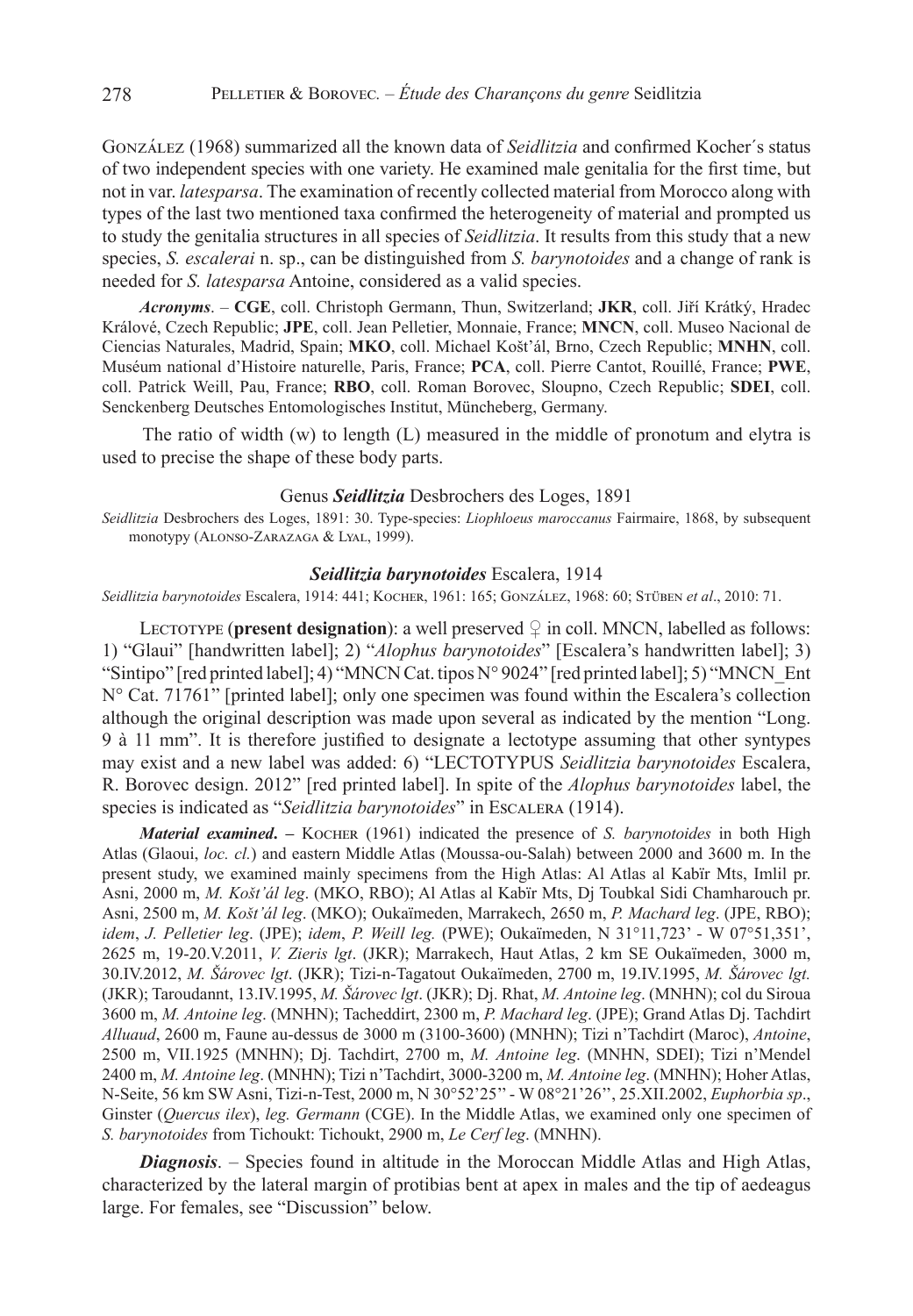González (1968) summarized all the known data of *Seidlitzia* and confirmed Kocher´s status of two independent species with one variety. He examined male genitalia for the first time, but not in var. *latesparsa*. The examination of recently collected material from Morocco along with types of the last two mentioned taxa confirmed the heterogeneity of material and prompted us to study the genitalia structures in all species of *Seidlitzia*. It results from this study that a new species, *S. escalerai* n. sp., can be distinguished from *S. barynotoides* and a change of rank is needed for *S. latesparsa* Antoine, considered as a valid species.

***Acronyms***. – **CGE**, coll. Christoph Germann, Thun, Switzerland; **JKR**, coll. Jiří Krátký, Hradec Králové, Czech Republic; **JPE**, coll. Jean Pelletier, Monnaie, France; **MNCN**, coll. Museo Nacional de Ciencias Naturales, Madrid, Spain; **MKO**, coll. Michael Košt'ál, Brno, Czech Republic; **MNHN**, coll. Muséum national d'Histoire naturelle, Paris, France; **PCA**, coll. Pierre Cantot, Rouillé, France; **PWE**, coll. Patrick Weill, Pau, France; **RBO**, coll. Roman Borovec, Sloupno, Czech Republic; **SDEI**, coll. Senckenberg Deutsches Entomologisches Institut, Müncheberg, Germany.

The ratio of width (w) to length (L) measured in the middle of pronotum and elytra is used to precise the shape of these body parts.

## Genus ***Seidlitzia*** Desbrochers des Loges, 1891

*Seidlitzia* Desbrochers des Loges, 1891: 30. Type-species: *Liophloeus maroccanus* Fairmaire, 1868, by subsequent monotypy (Alonso-Zarazaga & Lyal, 1999).

### ***Seidlitzia barynotoides*** Escalera, 1914

*Seidlitzia barynotoides* Escalera, 1914: 441; Kocher, 1961: 165; González, 1968: 60; Stüben *et al*., 2010: 71.

Lectotype (**present designation**): a well preserved ♀ in coll. MNCN, labelled as follows: 1) "Glaui" [handwritten label]; 2) "*Alophus barynotoides*" [Escalera's handwritten label]; 3) "Sintipo" [red printed label]; 4) "MNCN Cat. tipos N° 9024" [red printed label]; 5) "MNCN_Ent N° Cat. 71761" [printed label]; only one specimen was found within the Escalera's collection although the original description was made upon several as indicated by the mention "Long. 9 à 11 mm". It is therefore justified to designate a lectotype assuming that other syntypes may exist and a new label was added: 6) "LECTOTYPUS *Seidlitzia barynotoides* Escalera, R. Borovec design. 2012" [red printed label]. In spite of the *Alophus barynotoides* label, the species is indicated as "*Seidlitzia barynotoides*" in Escalera (1914).

***Material examined***. – Kocher (1961) indicated the presence of *S. barynotoides* in both High Atlas (Glaoui, *loc. cl.*) and eastern Middle Atlas (Moussa-ou-Salah) between 2000 and 3600 m. In the present study, we examined mainly specimens from the High Atlas: Al Atlas al Kabïr Mts, Imlil pr. Asni, 2000 m, *M. Košt'ál leg*. (MKO, RBO); Al Atlas al Kabïr Mts, Dj Toubkal Sidi Chamharouch pr. Asni, 2500 m, *M. Košt'ál leg*. (MKO); Oukaïmeden, Marrakech, 2650 m, *P. Machard leg*. (JPE, RBO); *idem*, *J. Pelletier leg*. (JPE); *idem*, *P. Weill leg.* (PWE); Oukaïmeden, N 31°11,723' - W 07°51,351', 2625 m, 19-20.V.2011, *V. Zieris lgt*. (JKR); Marrakech, Haut Atlas, 2 km SE Oukaïmeden, 3000 m, 30.IV.2012, *M. Šárovec lgt*. (JKR); Tizi-n-Tagatout Oukaïmeden, 2700 m, 19.IV.1995, *M. Šárovec lgt.* (JKR); Taroudannt, 13.IV.1995, *M. Šárovec lgt*. (JKR); Dj. Rhat, *M. Antoine leg*. (MNHN); col du Siroua 3600 m, *M. Antoine leg*. (MNHN); Tacheddirt, 2300 m, *P. Machard leg*. (JPE); Grand Atlas Dj. Tachdirt *Alluaud*, 2600 m, Faune au-dessus de 3000 m (3100-3600) (MNHN); Tizi n'Tachdirt (Maroc), *Antoine*, 2500 m, VII.1925 (MNHN); Dj. Tachdirt, 2700 m, *M. Antoine leg*. (MNHN, SDEI); Tizi n'Mendel 2400 m, *M. Antoine leg*. (MNHN); Tizi n'Tachdirt, 3000-3200 m, *M. Antoine leg*. (MNHN); Hoher Atlas, N-Seite, 56 km SW Asni, Tizi-n-Test, 2000 m, N 30°52'25'' - W 08°21'26'', 25.XII.2002, *Euphorbia sp*., Ginster (*Quercus ilex*), *leg. Germann* (CGE). In the Middle Atlas, we examined only one specimen of *S. barynotoides* from Tichoukt: Tichoukt, 2900 m, *Le Cerf leg*. (MNHN).

***Diagnosis***. – Species found in altitude in the Moroccan Middle Atlas and High Atlas, characterized by the lateral margin of protibias bent at apex in males and the tip of aedeagus large. For females, see "Discussion" below.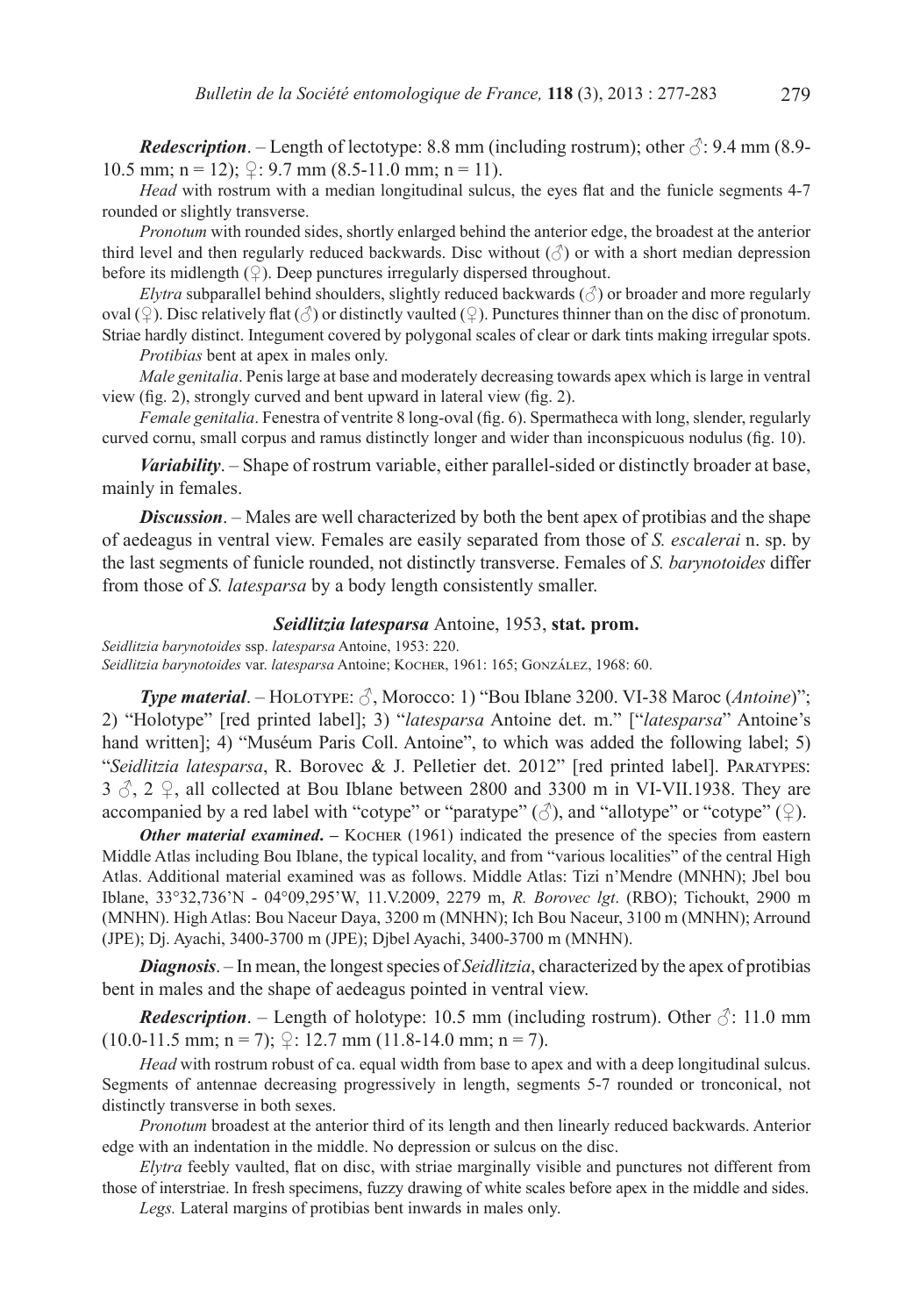***Redescription***. – Length of lectotype: 8.8 mm (including rostrum); other ♂: 9.4 mm (8.9-10.5 mm; n = 12); ♀: 9.7 mm (8.5-11.0 mm; n = 11).

*Head* with rostrum with a median longitudinal sulcus, the eyes flat and the funicle segments 4-7 rounded or slightly transverse.

*Pronotum* with rounded sides, shortly enlarged behind the anterior edge, the broadest at the anterior third level and then regularly reduced backwards. Disc without (♂) or with a short median depression before its midlength (♀). Deep punctures irregularly dispersed throughout.

*Elytra* subparallel behind shoulders, slightly reduced backwards (♂) or broader and more regularly oval (♀). Disc relatively flat (♂) or distinctly vaulted (♀). Punctures thinner than on the disc of pronotum. Striae hardly distinct. Integument covered by polygonal scales of clear or dark tints making irregular spots.

*Protibias* bent at apex in males only.

*Male genitalia*. Penis large at base and moderately decreasing towards apex which is large in ventral view (fig. 2), strongly curved and bent upward in lateral view (fig. 2).

*Female genitalia*. Fenestra of ventrite 8 long-oval (fig. 6). Spermatheca with long, slender, regularly curved cornu, small corpus and ramus distinctly longer and wider than inconspicuous nodulus (fig. 10).

***Variability***. – Shape of rostrum variable, either parallel-sided or distinctly broader at base, mainly in females.

***Discussion***. – Males are well characterized by both the bent apex of protibias and the shape of aedeagus in ventral view. Females are easily separated from those of *S. escalerai* n. sp. by the last segments of funicle rounded, not distinctly transverse. Females of *S. barynotoides* differ from those of *S. latesparsa* by a body length consistently smaller.

### *Seidlitzia latesparsa* Antoine, 1953, stat. prom.

*Seidlitzia barynotoides* ssp. *latesparsa* Antoine, 1953: 220.
*Seidlitzia barynotoides* var. *latesparsa* Antoine; Kocher, 1961: 165; González, 1968: 60.

***Type material***. – Holotype: ♂, Morocco: 1) "Bou Iblane 3200. VI-38 Maroc (*Antoine*)"; 2) "Holotype" [red printed label]; 3) "*latesparsa* Antoine det. m." ["*latesparsa*" Antoine's hand written]; 4) "Muséum Paris Coll. Antoine", to which was added the following label; 5) "*Seidlitzia latesparsa*, R. Borovec & J. Pelletier det. 2012" [red printed label]. Paratypes: 3 ♂, 2 ♀, all collected at Bou Iblane between 2800 and 3300 m in VI-VII.1938. They are accompanied by a red label with "cotype" or "paratype" (♂), and "allotype" or "cotype" (♀).

***Other material examined***. – Kocher (1961) indicated the presence of the species from eastern Middle Atlas including Bou Iblane, the typical locality, and from "various localities" of the central High Atlas. Additional material examined was as follows. Middle Atlas: Tizi n'Mendre (MNHN); Jbel bou Iblane, 33°32,736'N - 04°09,295'W, 11.V.2009, 2279 m, *R. Borovec lgt*. (RBO); Tichoukt, 2900 m (MNHN). High Atlas: Bou Naceur Daya, 3200 m (MNHN); Ich Bou Naceur, 3100 m (MNHN); Arround (JPE); Dj. Ayachi, 3400-3700 m (JPE); Djbel Ayachi, 3400-3700 m (MNHN).

***Diagnosis***. – In mean, the longest species of *Seidlitzia*, characterized by the apex of protibias bent in males and the shape of aedeagus pointed in ventral view.

***Redescription***. – Length of holotype: 10.5 mm (including rostrum). Other ♂: 11.0 mm (10.0-11.5 mm; n = 7); ♀: 12.7 mm (11.8-14.0 mm; n = 7).

*Head* with rostrum robust of ca. equal width from base to apex and with a deep longitudinal sulcus. Segments of antennae decreasing progressively in length, segments 5-7 rounded or tronconical, not distinctly transverse in both sexes.

*Pronotum* broadest at the anterior third of its length and then linearly reduced backwards. Anterior edge with an indentation in the middle. No depression or sulcus on the disc.

*Elytra* feebly vaulted, flat on disc, with striae marginally visible and punctures not different from those of interstriae. In fresh specimens, fuzzy drawing of white scales before apex in the middle and sides.

*Legs.* Lateral margins of protibias bent inwards in males only.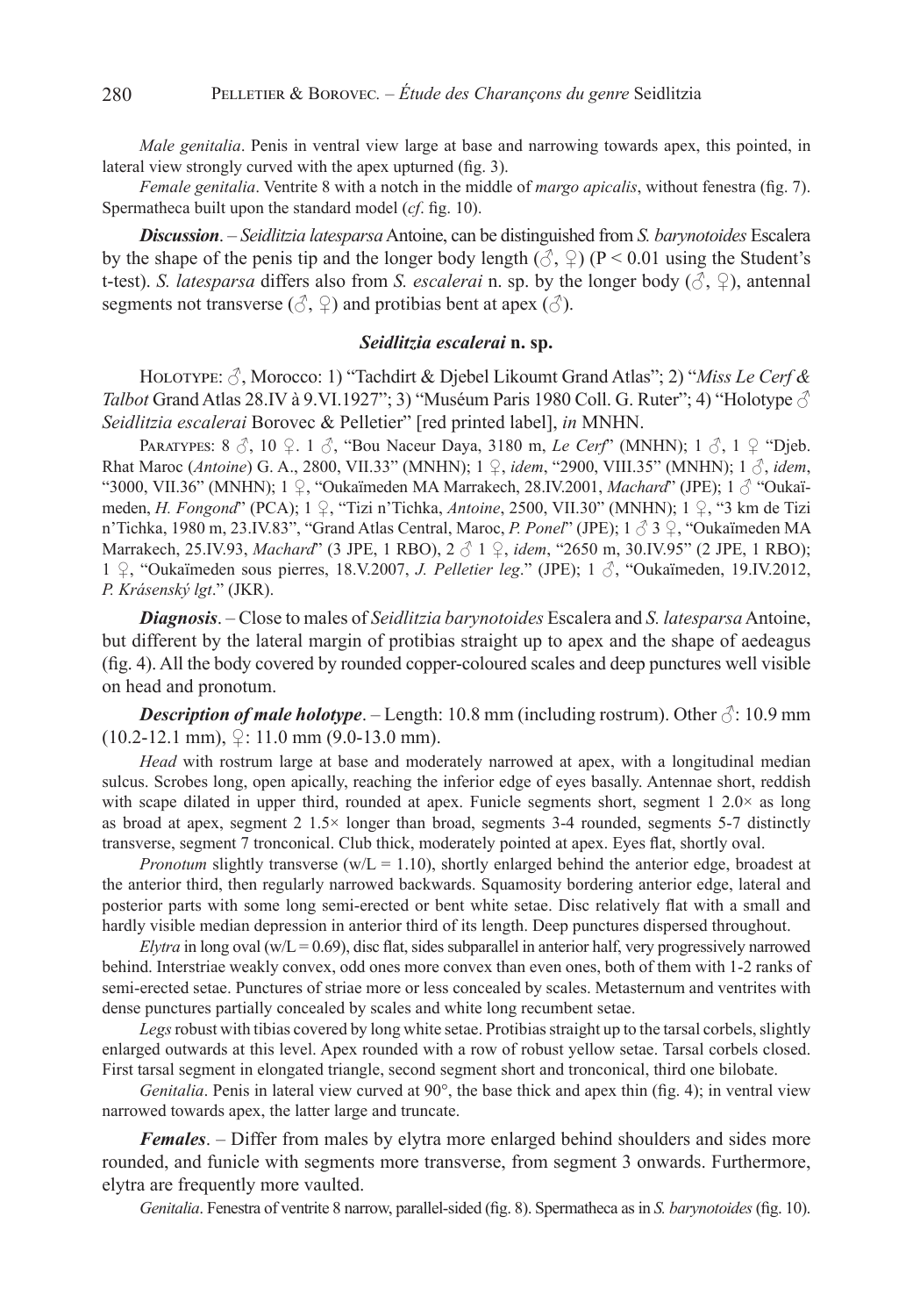*Male genitalia*. Penis in ventral view large at base and narrowing towards apex, this pointed, in lateral view strongly curved with the apex upturned (fig. 3).

*Female genitalia*. Ventrite 8 with a notch in the middle of *margo apicalis*, without fenestra (fig. 7). Spermatheca built upon the standard model (*cf*. fig. 10).

***Discussion***. – *Seidlitzia latesparsa* Antoine, can be distinguished from *S. barynotoides* Escalera by the shape of the penis tip and the longer body length (♂, ♀) ($P < 0.01$ using the Student's t-test). *S. latesparsa* differs also from *S. escalerai* n. sp. by the longer body (♂, ♀), antennal segments not transverse (♂, ♀) and protibias bent at apex (♂).

### *Seidlitzia escalerai* n. sp.

Holotype: ♂, Morocco: 1) "Tachdirt & Djebel Likoumt Grand Atlas"; 2) "*Miss Le Cerf & Talbot* Grand Atlas 28.IV à 9.VI.1927"; 3) "Muséum Paris 1980 Coll. G. Ruter"; 4) "Holotype ♂ *Seidlitzia escalerai* Borovec & Pelletier" [red printed label], *in* MNHN.

Paratypes: 8 ♂, 10 ♀. 1 ♂, "Bou Naceur Daya, 3180 m, *Le Cerf*" (MNHN); 1 ♂, 1 ♀ "Djeb. Rhat Maroc (*Antoine*) G. A., 2800, VII.33" (MNHN); 1 ♀, *idem*, "2900, VIII.35" (MNHN); 1 ♂, *idem*, "3000, VII.36" (MNHN); 1 ♀, "Oukaïmeden MA Marrakech, 28.IV.2001, *Machard*" (JPE); 1 ♂ "Oukaïmeden, *H. Fongond*" (PCA); 1 ♀, "Tizi n'Tichka, *Antoine*, 2500, VII.30" (MNHN); 1 ♀, "3 km de Tizi n'Tichka, 1980 m, 23.IV.83", "Grand Atlas Central, Maroc, *P. Ponel*" (JPE); 1 ♂ 3 ♀, "Oukaïmeden MA Marrakech, 25.IV.93, *Machard*" (3 JPE, 1 RBO), 2 ♂ 1 ♀, *idem*, "2650 m, 30.IV.95" (2 JPE, 1 RBO); 1 ♀, "Oukaïmeden sous pierres, 18.V.2007, *J. Pelletier leg*." (JPE); 1 ♂, "Oukaïmeden, 19.IV.2012, *P. Krásenský lgt*." (JKR).

***Diagnosis***. – Close to males of *Seidlitzia barynotoides* Escalera and *S. latesparsa* Antoine, but different by the lateral margin of protibias straight up to apex and the shape of aedeagus (fig. 4). All the body covered by rounded copper-coloured scales and deep punctures well visible on head and pronotum.

***Description of male holotype***. – Length: 10.8 mm (including rostrum). Other ♂: 10.9 mm (10.2-12.1 mm), ♀: 11.0 mm (9.0-13.0 mm).

*Head* with rostrum large at base and moderately narrowed at apex, with a longitudinal median sulcus. Scrobes long, open apically, reaching the inferior edge of eyes basally. Antennae short, reddish with scape dilated in upper third, rounded at apex. Funicle segments short, segment 1 2.0× as long as broad at apex, segment 2 1.5× longer than broad, segments 3-4 rounded, segments 5-7 distinctly transverse, segment 7 tronconical. Club thick, moderately pointed at apex. Eyes flat, shortly oval.

*Pronotum* slightly transverse ($w/L = 1.10$), shortly enlarged behind the anterior edge, broadest at the anterior third, then regularly narrowed backwards. Squamosity bordering anterior edge, lateral and posterior parts with some long semi-erected or bent white setae. Disc relatively flat with a small and hardly visible median depression in anterior third of its length. Deep punctures dispersed throughout.

*Elytra* in long oval ($w/L = 0.69$), disc flat, sides subparallel in anterior half, very progressively narrowed behind. Interstriae weakly convex, odd ones more convex than even ones, both of them with 1-2 ranks of semi-erected setae. Punctures of striae more or less concealed by scales. Metasternum and ventrites with dense punctures partially concealed by scales and white long recumbent setae.

*Legs* robust with tibias covered by long white setae. Protibias straight up to the tarsal corbels, slightly enlarged outwards at this level. Apex rounded with a row of robust yellow setae. Tarsal corbels closed. First tarsal segment in elongated triangle, second segment short and tronconical, third one bilobate.

*Genitalia*. Penis in lateral view curved at 90°, the base thick and apex thin (fig. 4); in ventral view narrowed towards apex, the latter large and truncate.

***Females***. – Differ from males by elytra more enlarged behind shoulders and sides more rounded, and funicle with segments more transverse, from segment 3 onwards. Furthermore, elytra are frequently more vaulted.

*Genitalia*. Fenestra of ventrite 8 narrow, parallel-sided (fig. 8). Spermatheca as in *S. barynotoides* (fig. 10).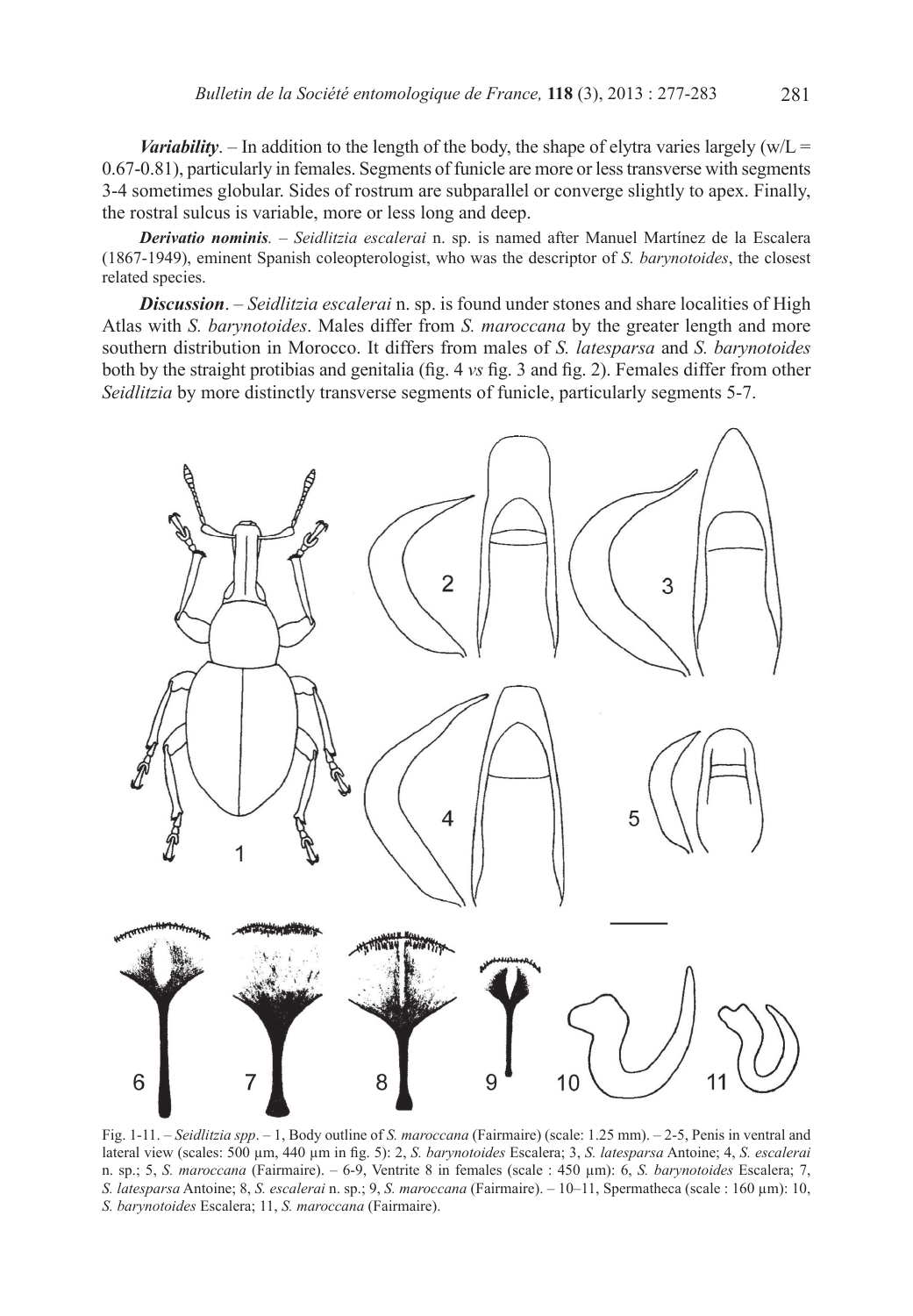***Variability***. – In addition to the length of the body, the shape of elytra varies largely (w/L = 0.67-0.81), particularly in females. Segments of funicle are more or less transverse with segments 3-4 sometimes globular. Sides of rostrum are subparallel or converge slightly to apex. Finally, the rostral sulcus is variable, more or less long and deep.

***Derivatio nominis***. – *Seidlitzia escalerai* n. sp. is named after Manuel Martínez de la Escalera (1867-1949), eminent Spanish coleopterologist, who was the descriptor of *S. barynotoides*, the closest related species.

***Discussion***. – *Seidlitzia escalerai* n. sp. is found under stones and share localities of High Atlas with *S. barynotoides*. Males differ from *S. maroccana* by the greater length and more southern distribution in Morocco. It differs from males of *S. latesparsa* and *S. barynotoides* both by the straight protibias and genitalia (fig. 4 *vs* fig. 3 and fig. 2). Females differ from other *Seidlitzia* by more distinctly transverse segments of funicle, particularly segments 5-7.

Fig. 1-11. – *Seidlitzia spp*. – 1, Body outline of *S. maroccana* (Fairmaire) (scale: 1.25 mm). – 2-5, Penis in ventral and lateral view (scales: 500 µm, 440 µm in fig. 5): 2, *S. barynotoides* Escalera; 3, *S. latesparsa* Antoine; 4, *S. escalerai* n. sp.; 5, *S. maroccana* (Fairmaire). – 6-9, Ventrite 8 in females (scale : 450 µm): 6, *S. barynotoides* Escalera; 7, *S. latesparsa* Antoine; 8, *S. escalerai* n. sp.; 9, *S. maroccana* (Fairmaire). – 10–11, Spermatheca (scale : 160 µm): 10, *S. barynotoides* Escalera; 11, *S. maroccana* (Fairmaire).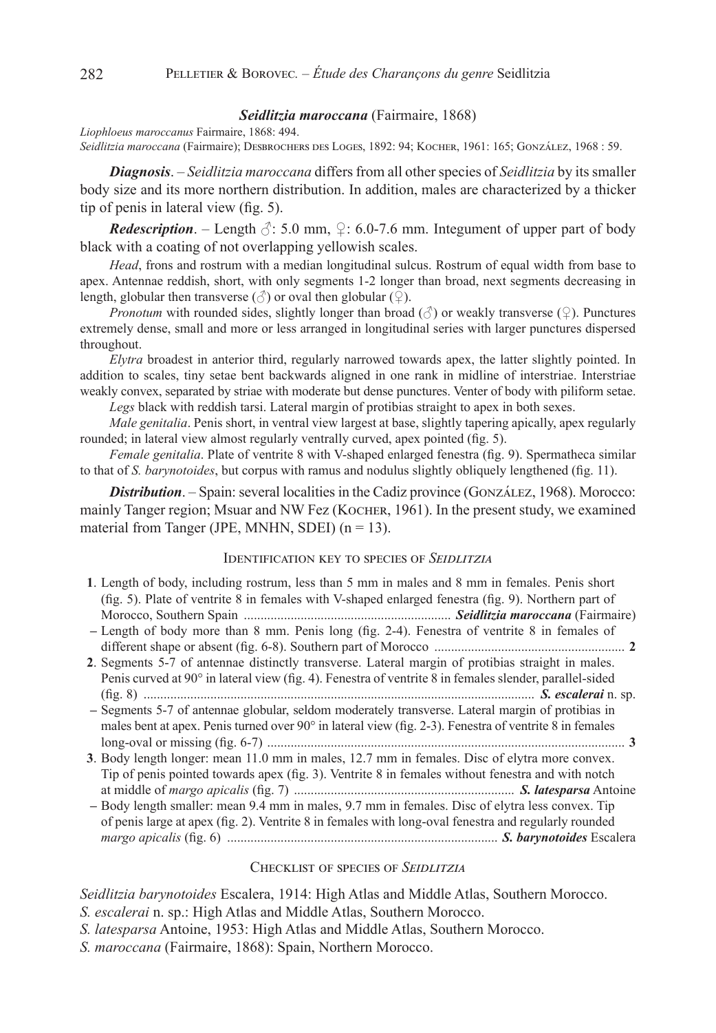### *Seidlitzia maroccana* (Fairmaire, 1868)

*Liophloeus maroccanus* Fairmaire, 1868: 494.
*Seidlitzia maroccana* (Fairmaire); Desbrochers des Loges, 1892: 94; Kocher, 1961: 165; González, 1968 : 59.

***Diagnosis***. – *Seidlitzia maroccana* differs from all other species of *Seidlitzia* by its smaller body size and its more northern distribution. In addition, males are characterized by a thicker tip of penis in lateral view (fig. 5).

***Redescription***. – Length ♂: 5.0 mm, ♀: 6.0-7.6 mm. Integument of upper part of body black with a coating of not overlapping yellowish scales.

*Head*, frons and rostrum with a median longitudinal sulcus. Rostrum of equal width from base to apex. Antennae reddish, short, with only segments 1-2 longer than broad, next segments decreasing in length, globular then transverse (♂) or oval then globular (♀).

*Pronotum* with rounded sides, slightly longer than broad (♂) or weakly transverse (♀). Punctures extremely dense, small and more or less arranged in longitudinal series with larger punctures dispersed throughout.

*Elytra* broadest in anterior third, regularly narrowed towards apex, the latter slightly pointed. In addition to scales, tiny setae bent backwards aligned in one rank in midline of interstriae. Interstriae weakly convex, separated by striae with moderate but dense punctures. Venter of body with piliform setae.

*Legs* black with reddish tarsi. Lateral margin of protibias straight to apex in both sexes.

*Male genitalia*. Penis short, in ventral view largest at base, slightly tapering apically, apex regularly rounded; in lateral view almost regularly ventrally curved, apex pointed (fig. 5).

*Female genitalia*. Plate of ventrite 8 with V-shaped enlarged fenestra (fig. 9). Spermatheca similar to that of *S. barynotoides*, but corpus with ramus and nodulus slightly obliquely lengthened (fig. 11).

***Distribution***. – Spain: several localities in the Cadiz province (González, 1968). Morocco: mainly Tanger region; Msuar and NW Fez (Kocher, 1961). In the present study, we examined material from Tanger (JPE, MNHN, SDEI) (n = 13).

## Identification key to species of *Seidlitzia*

**1**. Length of body, including rostrum, less than 5 mm in males and 8 mm in females. Penis short (fig. 5). Plate of ventrite 8 in females with V-shaped enlarged fenestra (fig. 9). Northern part of Morocco, Southern Spain .............................................................. ***Seidlitzia maroccana*** (Fairmaire)

– Length of body more than 8 mm. Penis long (fig. 2-4). Fenestra of ventrite 8 in females of different shape or absent (fig. 6-8). Southern part of Morocco ......................................................... **2**

**2**. Segments 5-7 of antennae distinctly transverse. Lateral margin of protibias straight in males. Penis curved at 90° in lateral view (fig. 4). Fenestra of ventrite 8 in females slender, parallel-sided (fig. 8) .................................................................................................................... ***S. escalerai*** n. sp.

– Segments 5-7 of antennae globular, seldom moderately transverse. Lateral margin of protibias in males bent at apex. Penis turned over 90° in lateral view (fig. 2-3). Fenestra of ventrite 8 in females long-oval or missing (fig. 6-7) ........................................................................................................... **3**

**3**. Body length longer: mean 11.0 mm in males, 12.7 mm in females. Disc of elytra more convex. Tip of penis pointed towards apex (fig. 3). Ventrite 8 in females without fenestra and with notch at middle of *margo apicalis* (fig. 7) ................................................................. ***S. latesparsa*** Antoine

– Body length smaller: mean 9.4 mm in males, 9.7 mm in females. Disc of elytra less convex. Tip of penis large at apex (fig. 2). Ventrite 8 in females with long-oval fenestra and regularly rounded *margo apicalis* (fig. 6) ................................................................................ ***S. barynotoides*** Escalera

## Checklist of species of *Seidlitzia*

*Seidlitzia barynotoides* Escalera, 1914: High Atlas and Middle Atlas, Southern Morocco.
*S. escalerai* n. sp.: High Atlas and Middle Atlas, Southern Morocco.
*S. latesparsa* Antoine, 1953: High Atlas and Middle Atlas, Southern Morocco.
*S. maroccana* (Fairmaire, 1868): Spain, Northern Morocco.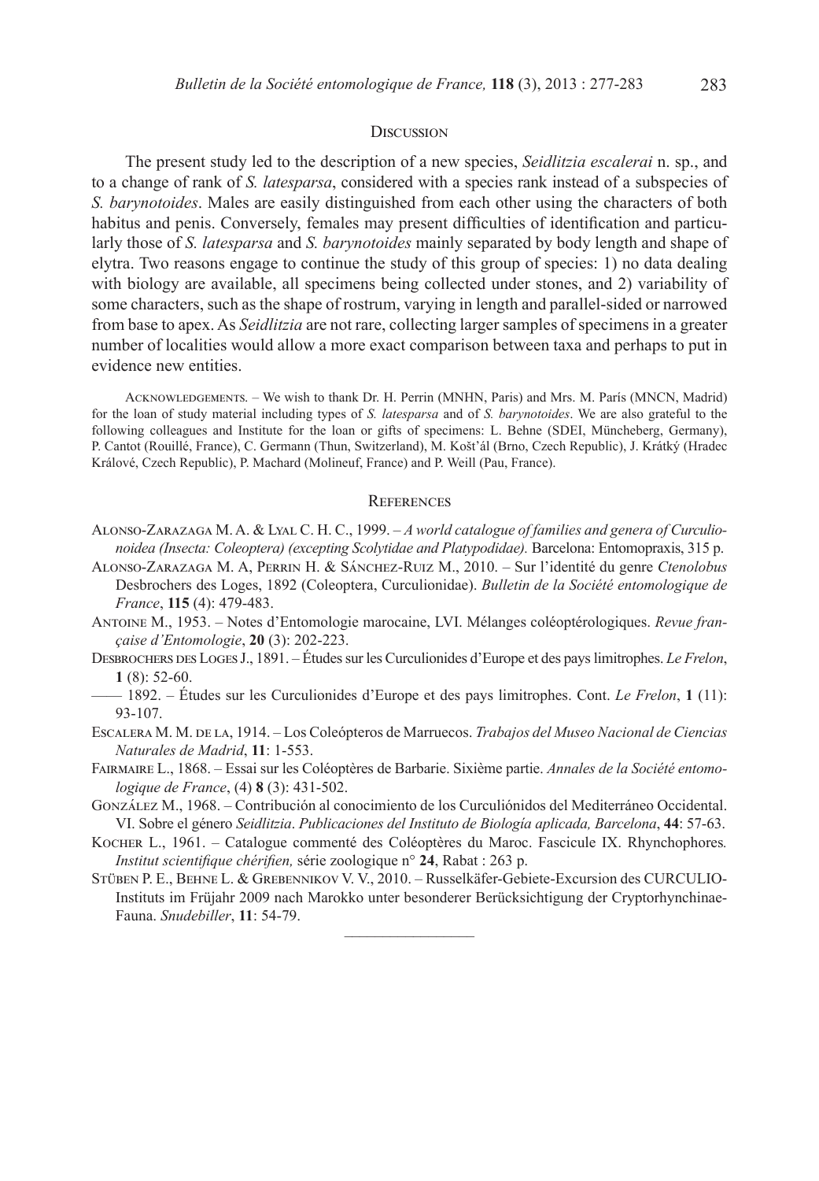## Discussion

The present study led to the description of a new species, *Seidlitzia escalerai* n. sp., and to a change of rank of *S. latesparsa*, considered with a species rank instead of a subspecies of *S. barynotoides*. Males are easily distinguished from each other using the characters of both habitus and penis. Conversely, females may present difficulties of identification and particularly those of *S. latesparsa* and *S. barynotoides* mainly separated by body length and shape of elytra. Two reasons engage to continue the study of this group of species: 1) no data dealing with biology are available, all specimens being collected under stones, and 2) variability of some characters, such as the shape of rostrum, varying in length and parallel-sided or narrowed from base to apex. As *Seidlitzia* are not rare, collecting larger samples of specimens in a greater number of localities would allow a more exact comparison between taxa and perhaps to put in evidence new entities.

Acknowledgements. – We wish to thank Dr. H. Perrin (MNHN, Paris) and Mrs. M. París (MNCN, Madrid) for the loan of study material including types of *S. latesparsa* and of *S. barynotoides*. We are also grateful to the following colleagues and Institute for the loan or gifts of specimens: L. Behne (SDEI, Müncheberg, Germany), P. Cantot (Rouillé, France), C. Germann (Thun, Switzerland), M. Košťál (Brno, Czech Republic), J. Krátký (Hradec Králové, Czech Republic), P. Machard (Molineuf, France) and P. Weill (Pau, France).

## References

Alonso-Zarazaga M. A. & Lyal C. H. C., 1999. – *A world catalogue of families and genera of Curculionoidea (Insecta: Coleoptera) (excepting Scolytidae and Platypodidae).* Barcelona: Entomopraxis, 315 p.

Alonso-Zarazaga M. A, Perrin H. & Sánchez-Ruiz M., 2010. – Sur l'identité du genre *Ctenolobus* Desbrochers des Loges, 1892 (Coleoptera, Curculionidae). *Bulletin de la Société entomologique de France*, **115** (4): 479-483.

Antoine M., 1953. – Notes d'Entomologie marocaine, LVI. Mélanges coléoptérologiques. *Revue française d'Entomologie*, **20** (3): 202-223.

Desbrochers des Loges J., 1891. – Études sur les Curculionides d'Europe et des pays limitrophes. *Le Frelon*, **1** (8): 52-60.

—— 1892. – Études sur les Curculionides d'Europe et des pays limitrophes. Cont. *Le Frelon*, **1** (11): 93-107.

Escalera M. M. de la, 1914. – Los Coleópteros de Marruecos. *Trabajos del Museo Nacional de Ciencias Naturales de Madrid*, **11**: 1-553.

Fairmaire L., 1868. – Essai sur les Coléoptères de Barbarie. Sixième partie. *Annales de la Société entomologique de France*, (4) **8** (3): 431-502.

González M., 1968. – Contribución al conocimiento de los Curculiónidos del Mediterráneo Occidental. VI. Sobre el género *Seidlitzia*. *Publicaciones del Instituto de Biología aplicada, Barcelona*, **44**: 57-63.

Kocher L., 1961. – Catalogue commenté des Coléoptères du Maroc. Fascicule IX. Rhynchophores*. Institut scientifique chérifien,* série zoologique n° **24**, Rabat : 263 p.

Stüben P. E., Behne L. & Grebennikov V. V., 2010. – Russelkäfer-Gebiete-Excursion des CURCULIO-Instituts im Früjahr 2009 nach Marokko unter besonderer Berücksichtigung der Cryptorhynchinae-Fauna. *Snudebiller*, **11**: 54-79.